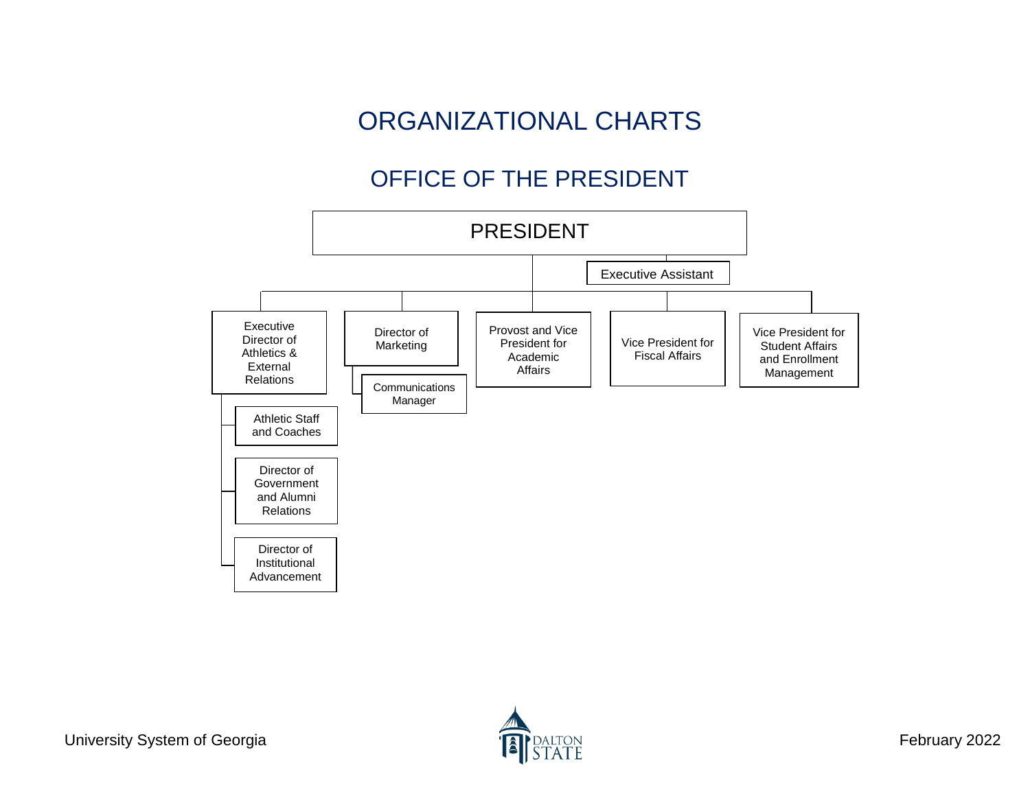# ORGANIZATIONAL CHARTS

## OFFICE OF THE PRESIDENT

- **PRESIDENT**
  - Executive Assistant
  - Executive Director of Athletics & External Relations
    - Athletic Staff and Coaches
    - Director of Government and Alumni Relations
    - Director of Institutional Advancement
  - Director of Marketing
    - Communications Manager
  - Provost and Vice President for Academic Affairs
  - Vice President for Fiscal Affairs
  - Vice President for Student Affairs and Enrollment Management

University System of Georgia

February 2022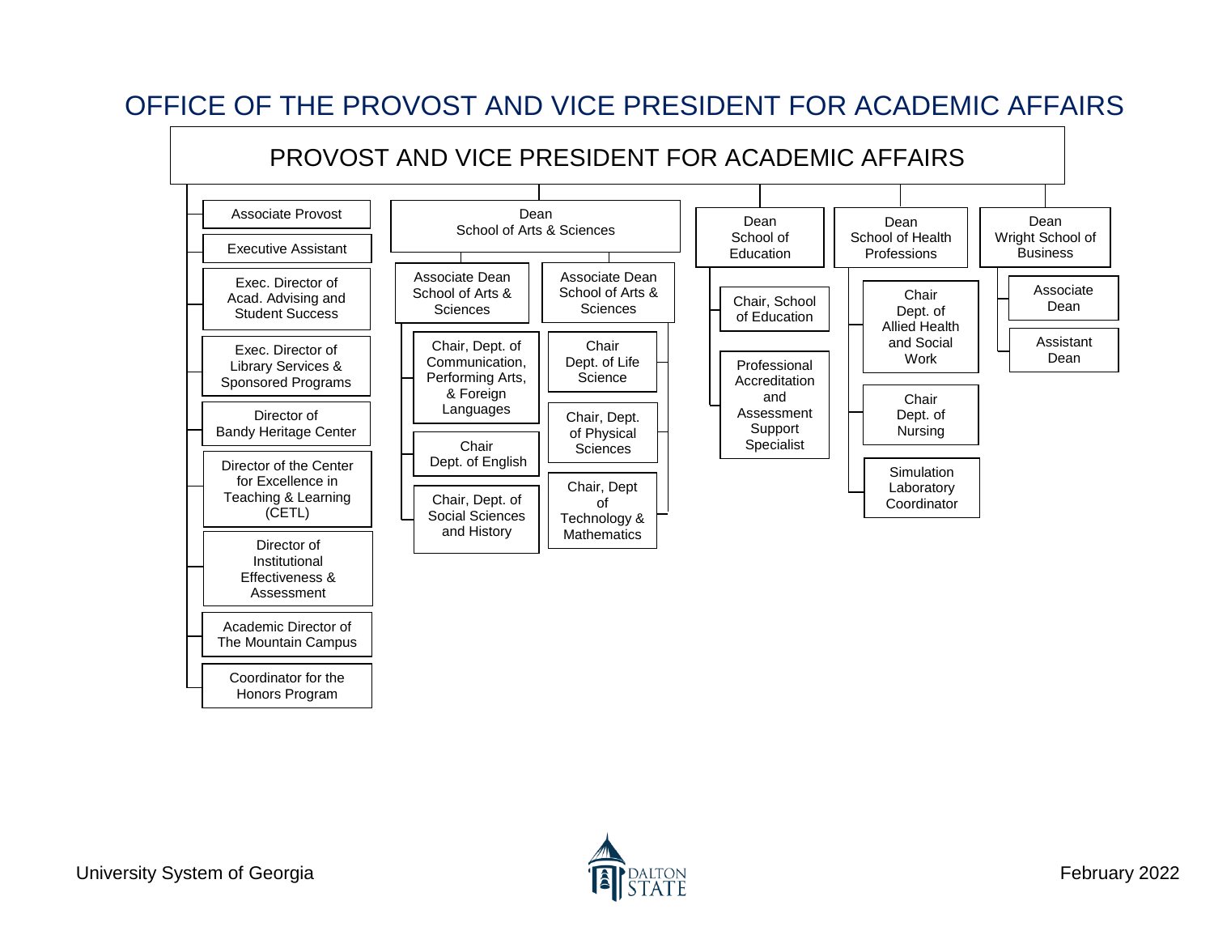# OFFICE OF THE PROVOST AND VICE PRESIDENT FOR ACADEMIC AFFAIRS

## PROVOST AND VICE PRESIDENT FOR ACADEMIC AFFAIRS

- Associate Provost
- Executive Assistant
- Exec. Director of Acad. Advising and Student Success
- Exec. Director of Library Services & Sponsored Programs
- Director of Bandy Heritage Center
- Director of the Center for Excellence in Teaching & Learning (CETL)
- Director of Institutional Effectiveness & Assessment
- Academic Director of The Mountain Campus
- Coordinator for the Honors Program

### Dean School of Arts & Sciences

- Associate Dean School of Arts & Sciences
  - Chair, Dept. of Communication, Performing Arts, & Foreign Languages
  - Chair Dept. of English
  - Chair, Dept. of Social Sciences and History
- Associate Dean School of Arts & Sciences
  - Chair Dept. of Life Science
  - Chair, Dept. of Physical Sciences
  - Chair, Dept of Technology & Mathematics

### Dean School of Education

- Chair, School of Education
- Professional Accreditation and Assessment Support Specialist

### Dean School of Health Professions

- Chair Dept. of Allied Health and Social Work
- Chair Dept. of Nursing
- Simulation Laboratory Coordinator

### Dean Wright School of Business

- Associate Dean
- Assistant Dean

University System of Georgia

February 2022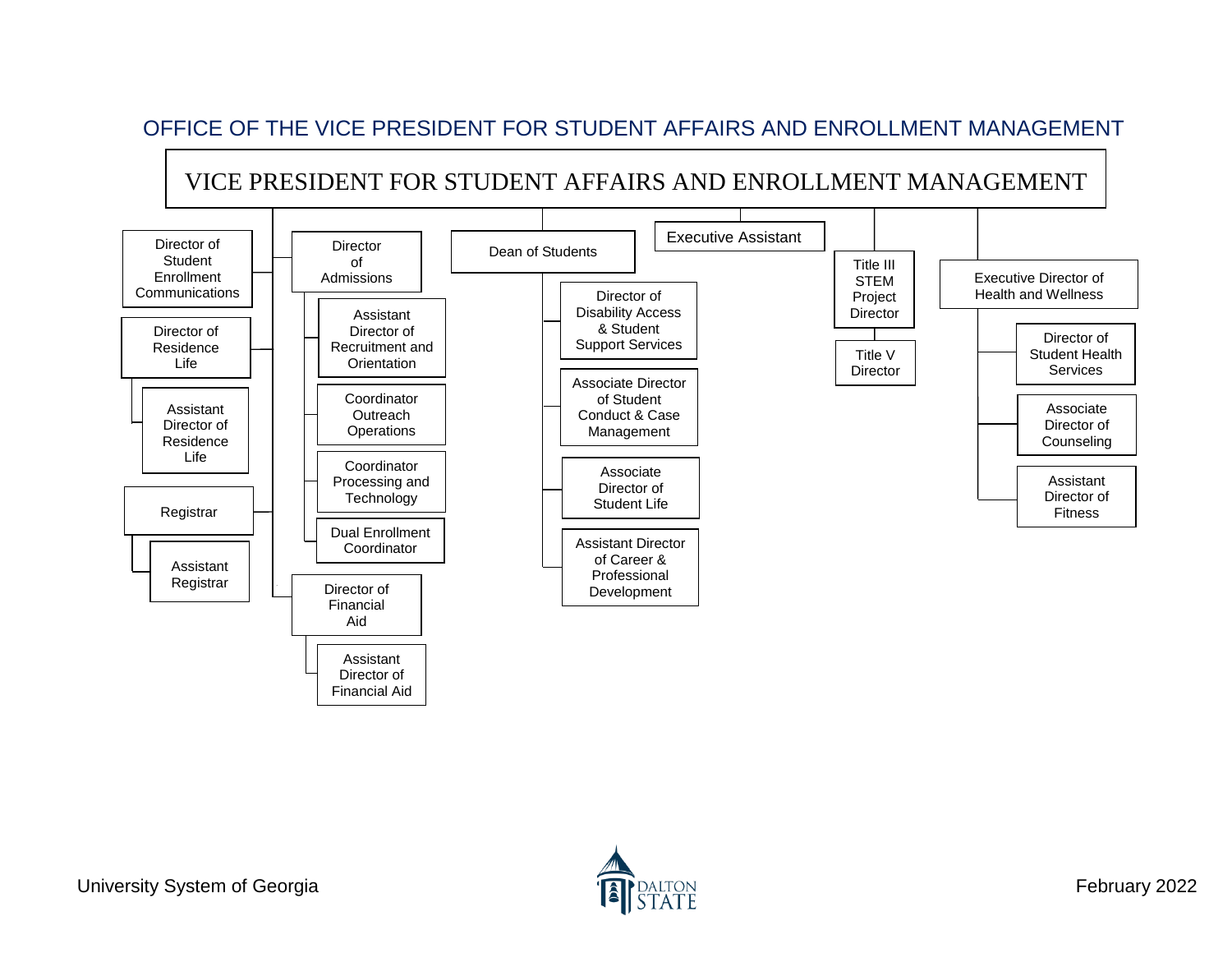# OFFICE OF THE VICE PRESIDENT FOR STUDENT AFFAIRS AND ENROLLMENT MANAGEMENT

## VICE PRESIDENT FOR STUDENT AFFAIRS AND ENROLLMENT MANAGEMENT

- Executive Assistant
- Director of Student Enrollment Communications
- Director of Residence Life
  - Assistant Director of Residence Life
- Registrar
  - Assistant Registrar
- Director of Admissions
  - Assistant Director of Recruitment and Orientation
  - Coordinator Outreach Operations
  - Coordinator Processing and Technology
  - Dual Enrollment Coordinator
- Director of Financial Aid
  - Assistant Director of Financial Aid
- Dean of Students
  - Director of Disability Access & Student Support Services
  - Associate Director of Student Conduct & Case Management
  - Associate Director of Student Life
  - Assistant Director of Career & Professional Development
- Title III STEM Project Director
  - Title V Director
- Executive Director of Health and Wellness
  - Director of Student Health Services
  - Associate Director of Counseling
  - Assistant Director of Fitness

University System of Georgia

DALTON STATE

February 2022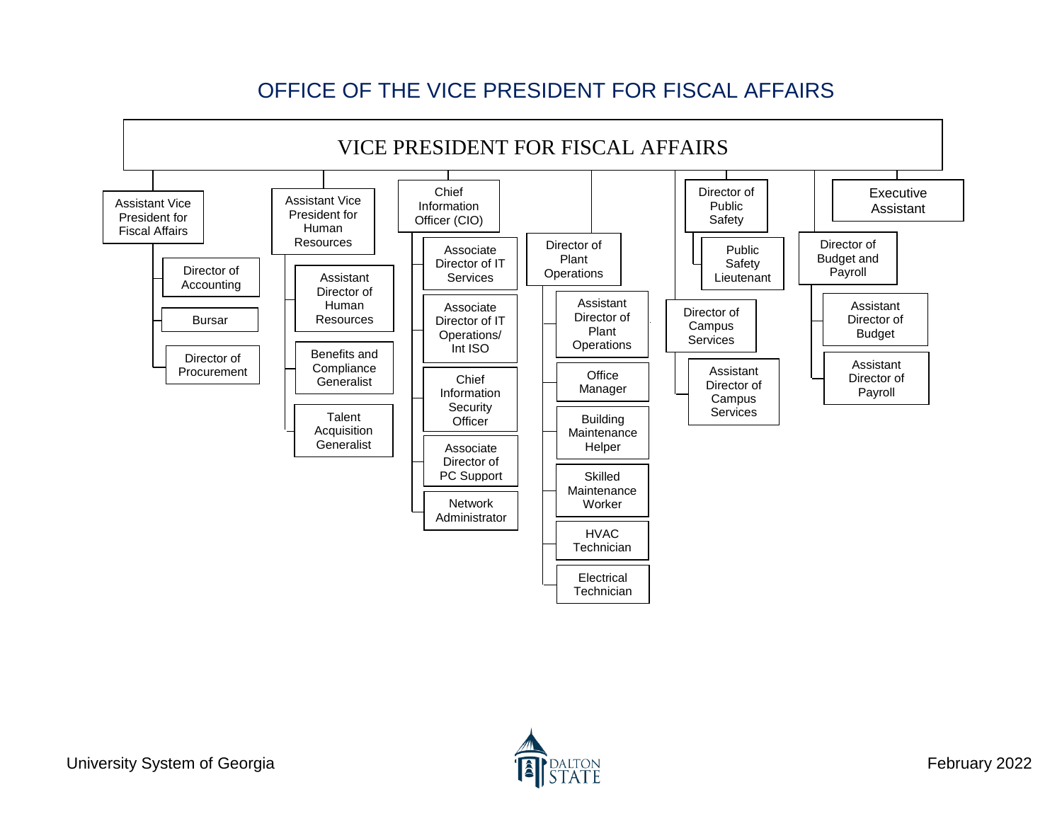# OFFICE OF THE VICE PRESIDENT FOR FISCAL AFFAIRS

## VICE PRESIDENT FOR FISCAL AFFAIRS

- Assistant Vice President for Fiscal Affairs
  - Director of Accounting
  - Bursar
  - Director of Procurement
- Assistant Vice President for Human Resources
  - Assistant Director of Human Resources
  - Benefits and Compliance Generalist
  - Talent Acquisition Generalist
- Chief Information Officer (CIO)
  - Associate Director of IT Services
  - Associate Director of IT Operations/ Int ISO
  - Chief Information Security Officer
  - Associate Director of PC Support
  - Network Administrator
- Director of Plant Operations
  - Assistant Director of Plant Operations
  - Office Manager
  - Building Maintenance Helper
  - Skilled Maintenance Worker
  - HVAC Technician
  - Electrical Technician
- Director of Public Safety
  - Public Safety Lieutenant
- Director of Campus Services
  - Assistant Director of Campus Services
- Executive Assistant
- Director of Budget and Payroll
  - Assistant Director of Budget
  - Assistant Director of Payroll

University System of Georgia

DALTON STATE

February 2022